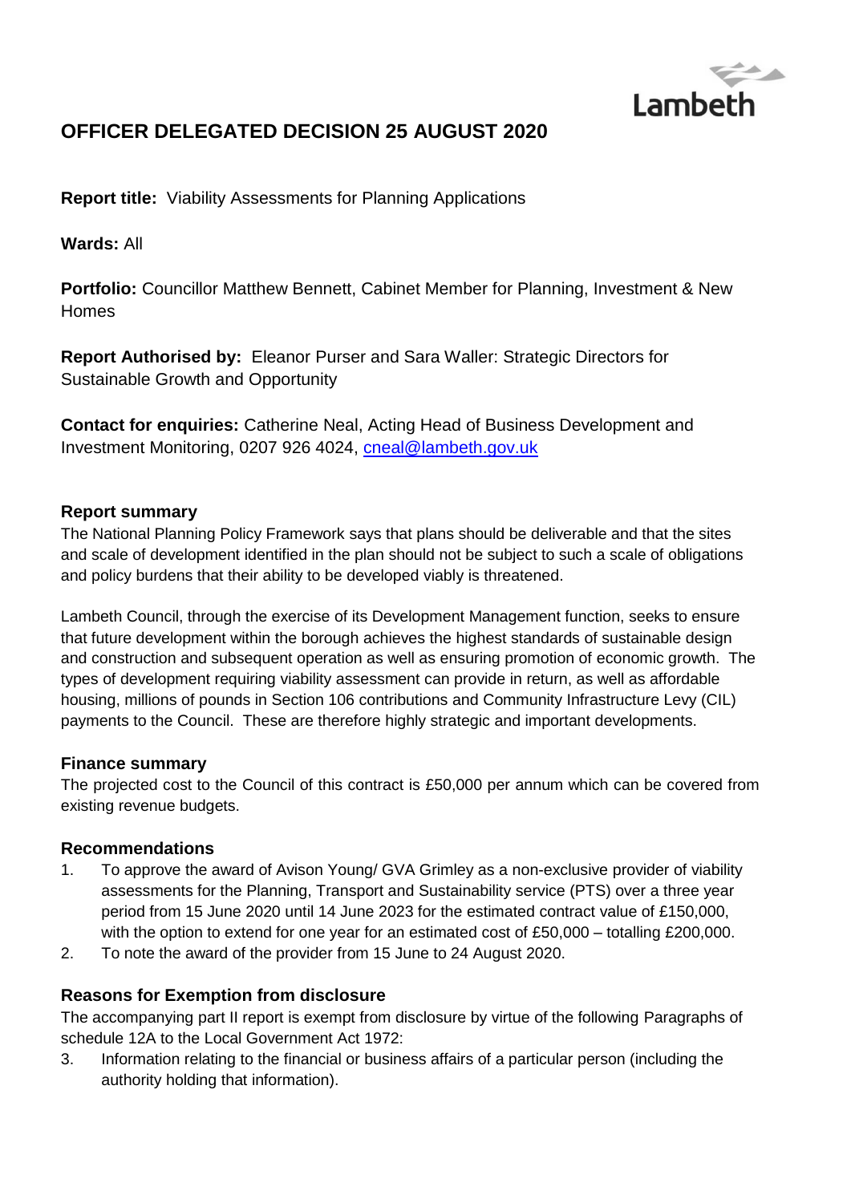Lambeth

# OFFICER DELEGATED DECISION 25 AUGUST 2020

**Report title:** Viability Assessments for Planning Applications

**Wards:** All

**Portfolio:** Councillor Matthew Bennett, Cabinet Member for Planning, Investment & New Homes

**Report Authorised by:** Eleanor Purser and Sara Waller: Strategic Directors for Sustainable Growth and Opportunity

**Contact for enquiries:** Catherine Neal, Acting Head of Business Development and Investment Monitoring, 0207 926 4024, cneal@lambeth.gov.uk

### Report summary

The National Planning Policy Framework says that plans should be deliverable and that the sites and scale of development identified in the plan should not be subject to such a scale of obligations and policy burdens that their ability to be developed viably is threatened.

Lambeth Council, through the exercise of its Development Management function, seeks to ensure that future development within the borough achieves the highest standards of sustainable design and construction and subsequent operation as well as ensuring promotion of economic growth. The types of development requiring viability assessment can provide in return, as well as affordable housing, millions of pounds in Section 106 contributions and Community Infrastructure Levy (CIL) payments to the Council. These are therefore highly strategic and important developments.

### Finance summary

The projected cost to the Council of this contract is £50,000 per annum which can be covered from existing revenue budgets.

### Recommendations

1. To approve the award of Avison Young/ GVA Grimley as a non-exclusive provider of viability assessments for the Planning, Transport and Sustainability service (PTS) over a three year period from 15 June 2020 until 14 June 2023 for the estimated contract value of £150,000, with the option to extend for one year for an estimated cost of £50,000 – totalling £200,000.
2. To note the award of the provider from 15 June to 24 August 2020.

### Reasons for Exemption from disclosure

The accompanying part II report is exempt from disclosure by virtue of the following Paragraphs of schedule 12A to the Local Government Act 1972:

3. Information relating to the financial or business affairs of a particular person (including the authority holding that information).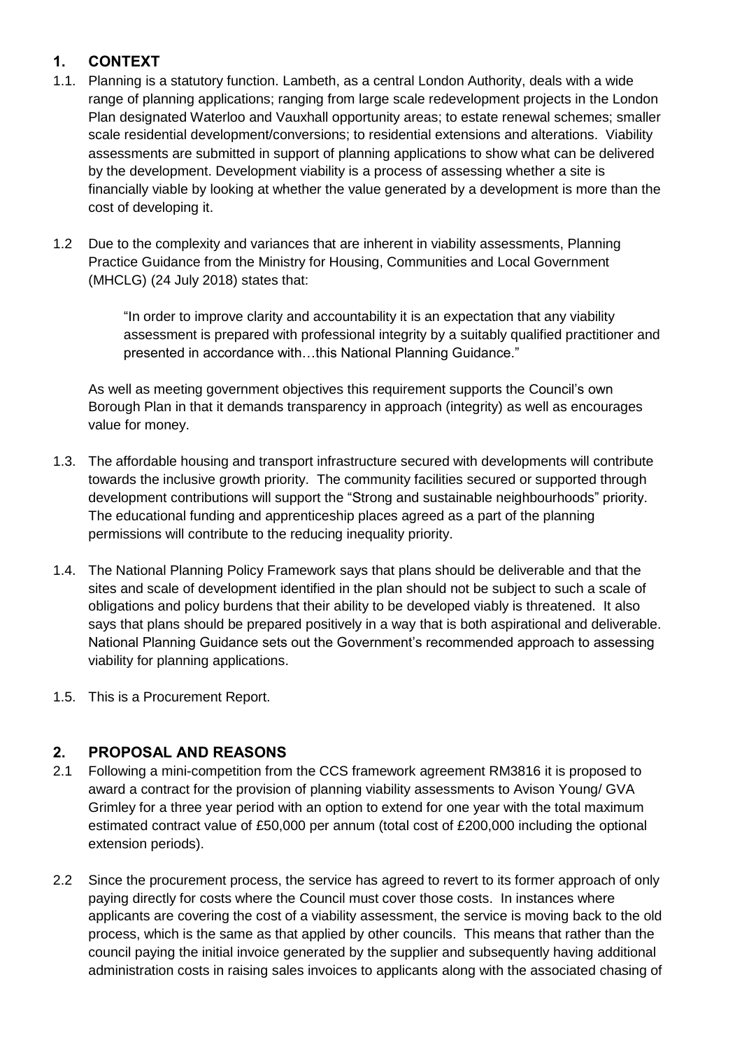## 1. CONTEXT

1.1. Planning is a statutory function. Lambeth, as a central London Authority, deals with a wide range of planning applications; ranging from large scale redevelopment projects in the London Plan designated Waterloo and Vauxhall opportunity areas; to estate renewal schemes; smaller scale residential development/conversions; to residential extensions and alterations. Viability assessments are submitted in support of planning applications to show what can be delivered by the development. Development viability is a process of assessing whether a site is financially viable by looking at whether the value generated by a development is more than the cost of developing it.

1.2 Due to the complexity and variances that are inherent in viability assessments, Planning Practice Guidance from the Ministry for Housing, Communities and Local Government (MHCLG) (24 July 2018) states that:

> "In order to improve clarity and accountability it is an expectation that any viability assessment is prepared with professional integrity by a suitably qualified practitioner and presented in accordance with…this National Planning Guidance."

As well as meeting government objectives this requirement supports the Council's own Borough Plan in that it demands transparency in approach (integrity) as well as encourages value for money.

1.3. The affordable housing and transport infrastructure secured with developments will contribute towards the inclusive growth priority. The community facilities secured or supported through development contributions will support the "Strong and sustainable neighbourhoods" priority. The educational funding and apprenticeship places agreed as a part of the planning permissions will contribute to the reducing inequality priority.

1.4. The National Planning Policy Framework says that plans should be deliverable and that the sites and scale of development identified in the plan should not be subject to such a scale of obligations and policy burdens that their ability to be developed viably is threatened. It also says that plans should be prepared positively in a way that is both aspirational and deliverable. National Planning Guidance sets out the Government's recommended approach to assessing viability for planning applications.

1.5. This is a Procurement Report.

## 2. PROPOSAL AND REASONS

2.1 Following a mini-competition from the CCS framework agreement RM3816 it is proposed to award a contract for the provision of planning viability assessments to Avison Young/ GVA Grimley for a three year period with an option to extend for one year with the total maximum estimated contract value of £50,000 per annum (total cost of £200,000 including the optional extension periods).

2.2 Since the procurement process, the service has agreed to revert to its former approach of only paying directly for costs where the Council must cover those costs. In instances where applicants are covering the cost of a viability assessment, the service is moving back to the old process, which is the same as that applied by other councils. This means that rather than the council paying the initial invoice generated by the supplier and subsequently having additional administration costs in raising sales invoices to applicants along with the associated chasing of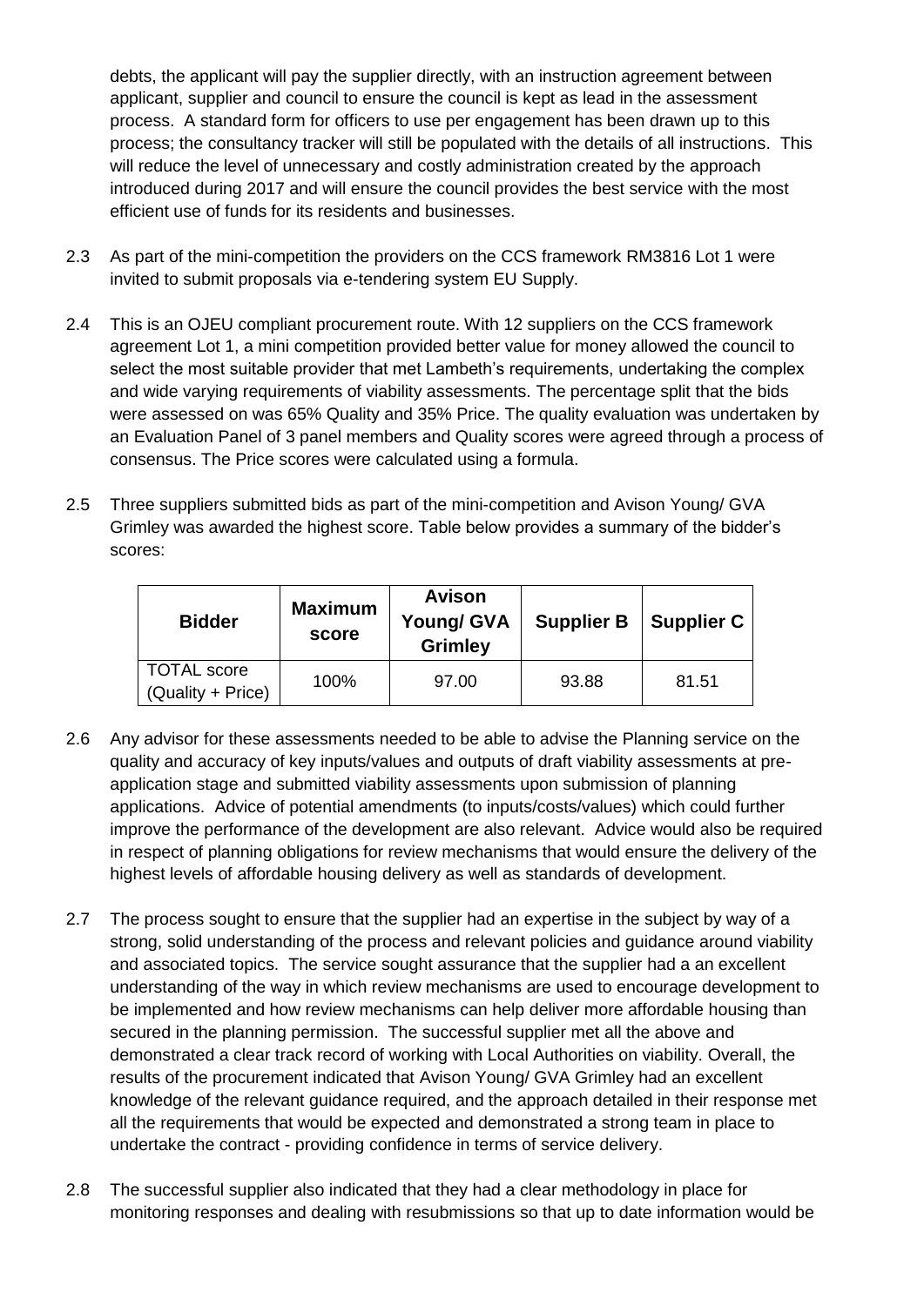debts, the applicant will pay the supplier directly, with an instruction agreement between applicant, supplier and council to ensure the council is kept as lead in the assessment process. A standard form for officers to use per engagement has been drawn up to this process; the consultancy tracker will still be populated with the details of all instructions. This will reduce the level of unnecessary and costly administration created by the approach introduced during 2017 and will ensure the council provides the best service with the most efficient use of funds for its residents and businesses.

2.3 As part of the mini-competition the providers on the CCS framework RM3816 Lot 1 were invited to submit proposals via e-tendering system EU Supply.

2.4 This is an OJEU compliant procurement route. With 12 suppliers on the CCS framework agreement Lot 1, a mini competition provided better value for money allowed the council to select the most suitable provider that met Lambeth's requirements, undertaking the complex and wide varying requirements of viability assessments. The percentage split that the bids were assessed on was 65% Quality and 35% Price. The quality evaluation was undertaken by an Evaluation Panel of 3 panel members and Quality scores were agreed through a process of consensus. The Price scores were calculated using a formula.

2.5 Three suppliers submitted bids as part of the mini-competition and Avison Young/ GVA Grimley was awarded the highest score. Table below provides a summary of the bidder's scores:

| Bidder | Maximum score | Avison Young/ GVA Grimley | Supplier B | Supplier C |
|---|---|---|---|---|
| TOTAL score (Quality + Price) | 100% | 97.00 | 93.88 | 81.51 |

2.6 Any advisor for these assessments needed to be able to advise the Planning service on the quality and accuracy of key inputs/values and outputs of draft viability assessments at pre-application stage and submitted viability assessments upon submission of planning applications. Advice of potential amendments (to inputs/costs/values) which could further improve the performance of the development are also relevant. Advice would also be required in respect of planning obligations for review mechanisms that would ensure the delivery of the highest levels of affordable housing delivery as well as standards of development.

2.7 The process sought to ensure that the supplier had an expertise in the subject by way of a strong, solid understanding of the process and relevant policies and guidance around viability and associated topics. The service sought assurance that the supplier had a an excellent understanding of the way in which review mechanisms are used to encourage development to be implemented and how review mechanisms can help deliver more affordable housing than secured in the planning permission. The successful supplier met all the above and demonstrated a clear track record of working with Local Authorities on viability. Overall, the results of the procurement indicated that Avison Young/ GVA Grimley had an excellent knowledge of the relevant guidance required, and the approach detailed in their response met all the requirements that would be expected and demonstrated a strong team in place to undertake the contract - providing confidence in terms of service delivery.

2.8 The successful supplier also indicated that they had a clear methodology in place for monitoring responses and dealing with resubmissions so that up to date information would be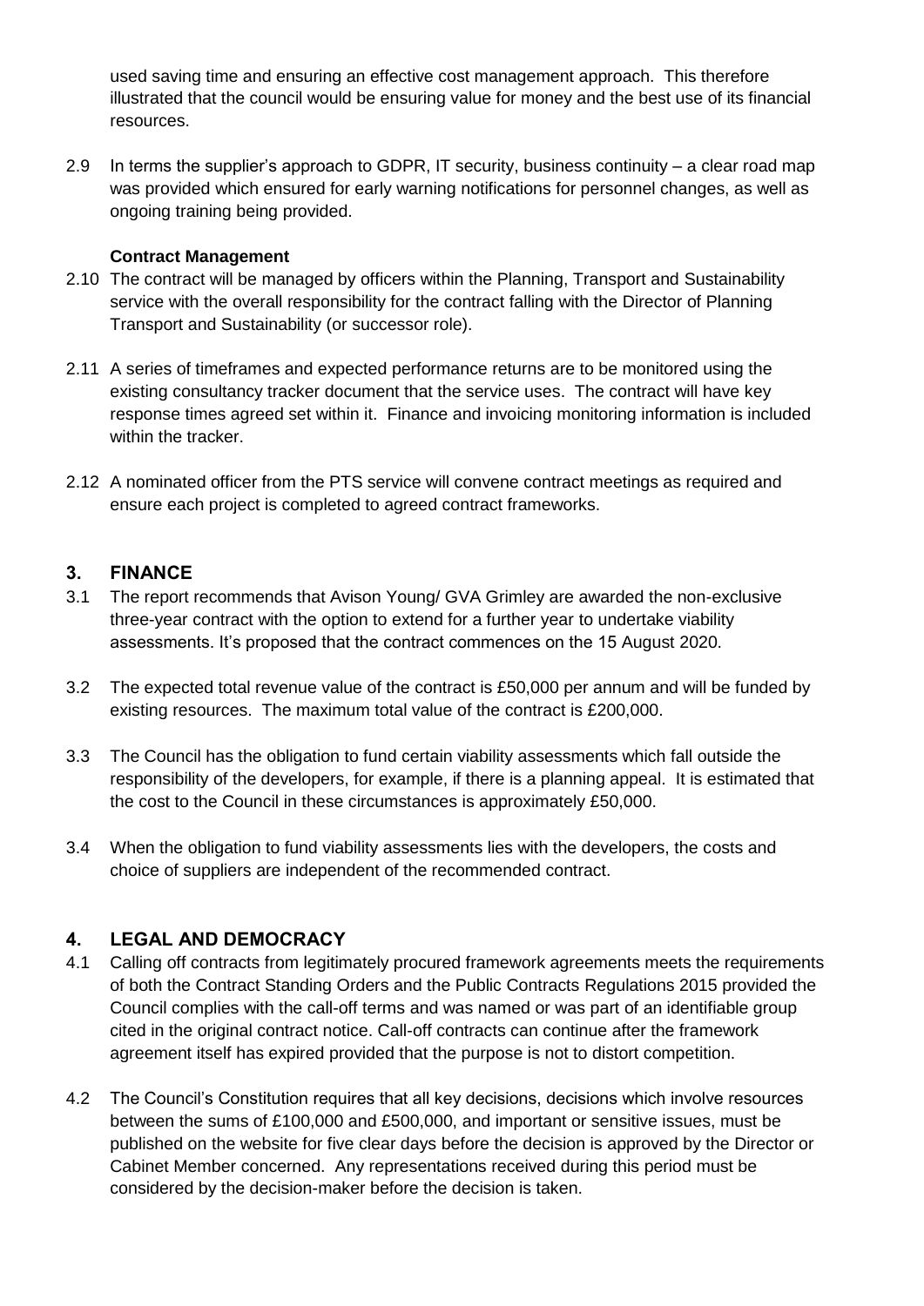used saving time and ensuring an effective cost management approach. This therefore illustrated that the council would be ensuring value for money and the best use of its financial resources.

2.9 In terms the supplier's approach to GDPR, IT security, business continuity – a clear road map was provided which ensured for early warning notifications for personnel changes, as well as ongoing training being provided.

**Contract Management**

2.10 The contract will be managed by officers within the Planning, Transport and Sustainability service with the overall responsibility for the contract falling with the Director of Planning Transport and Sustainability (or successor role).

2.11 A series of timeframes and expected performance returns are to be monitored using the existing consultancy tracker document that the service uses. The contract will have key response times agreed set within it. Finance and invoicing monitoring information is included within the tracker.

2.12 A nominated officer from the PTS service will convene contract meetings as required and ensure each project is completed to agreed contract frameworks.

## 3. FINANCE

3.1 The report recommends that Avison Young/ GVA Grimley are awarded the non-exclusive three-year contract with the option to extend for a further year to undertake viability assessments. It's proposed that the contract commences on the 15 August 2020.

3.2 The expected total revenue value of the contract is £50,000 per annum and will be funded by existing resources. The maximum total value of the contract is £200,000.

3.3 The Council has the obligation to fund certain viability assessments which fall outside the responsibility of the developers, for example, if there is a planning appeal. It is estimated that the cost to the Council in these circumstances is approximately £50,000.

3.4 When the obligation to fund viability assessments lies with the developers, the costs and choice of suppliers are independent of the recommended contract.

## 4. LEGAL AND DEMOCRACY

4.1 Calling off contracts from legitimately procured framework agreements meets the requirements of both the Contract Standing Orders and the Public Contracts Regulations 2015 provided the Council complies with the call-off terms and was named or was part of an identifiable group cited in the original contract notice. Call-off contracts can continue after the framework agreement itself has expired provided that the purpose is not to distort competition.

4.2 The Council's Constitution requires that all key decisions, decisions which involve resources between the sums of £100,000 and £500,000, and important or sensitive issues, must be published on the website for five clear days before the decision is approved by the Director or Cabinet Member concerned. Any representations received during this period must be considered by the decision-maker before the decision is taken.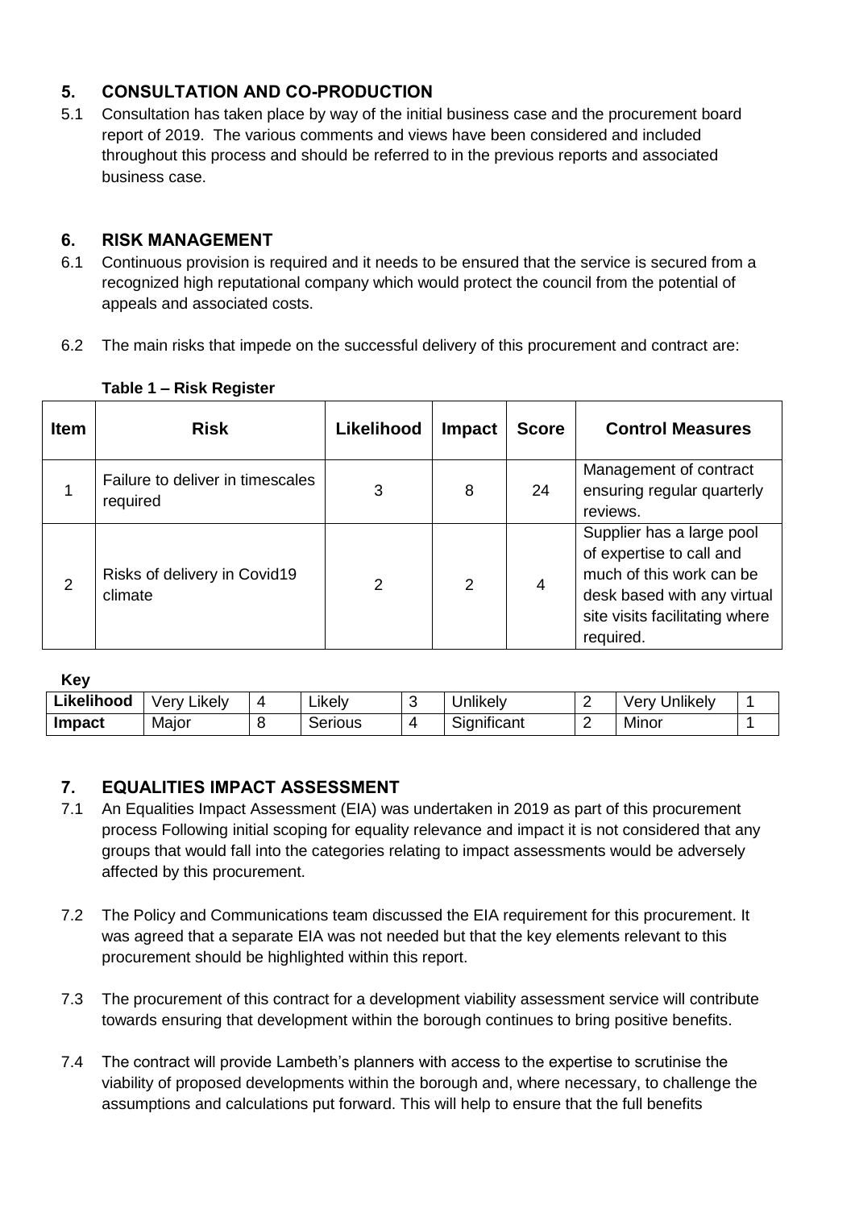## 5. CONSULTATION AND CO-PRODUCTION

5.1 Consultation has taken place by way of the initial business case and the procurement board report of 2019. The various comments and views have been considered and included throughout this process and should be referred to in the previous reports and associated business case.

## 6. RISK MANAGEMENT

6.1 Continuous provision is required and it needs to be ensured that the service is secured from a recognized high reputational company which would protect the council from the potential of appeals and associated costs.

6.2 The main risks that impede on the successful delivery of this procurement and contract are:

**Table 1 – Risk Register**

| Item | Risk | Likelihood | Impact | Score | Control Measures |
|---|---|---|---|---|---|
| 1 | Failure to deliver in timescales required | 3 | 8 | 24 | Management of contract ensuring regular quarterly reviews. |
| 2 | Risks of delivery in Covid19 climate | 2 | 2 | 4 | Supplier has a large pool of expertise to call and much of this work can be desk based with any virtual site visits facilitating where required. |

**Key**

| **Likelihood** | Very Likely | 4 | Likely | 3 | Unlikely | 2 | Very Unlikely | 1 |
|---|---|---|---|---|---|---|---|---|
| **Impact** | Major | 8 | Serious | 4 | Significant | 2 | Minor | 1 |

## 7. EQUALITIES IMPACT ASSESSMENT

7.1 An Equalities Impact Assessment (EIA) was undertaken in 2019 as part of this procurement process Following initial scoping for equality relevance and impact it is not considered that any groups that would fall into the categories relating to impact assessments would be adversely affected by this procurement.

7.2 The Policy and Communications team discussed the EIA requirement for this procurement. It was agreed that a separate EIA was not needed but that the key elements relevant to this procurement should be highlighted within this report.

7.3 The procurement of this contract for a development viability assessment service will contribute towards ensuring that development within the borough continues to bring positive benefits.

7.4 The contract will provide Lambeth's planners with access to the expertise to scrutinise the viability of proposed developments within the borough and, where necessary, to challenge the assumptions and calculations put forward. This will help to ensure that the full benefits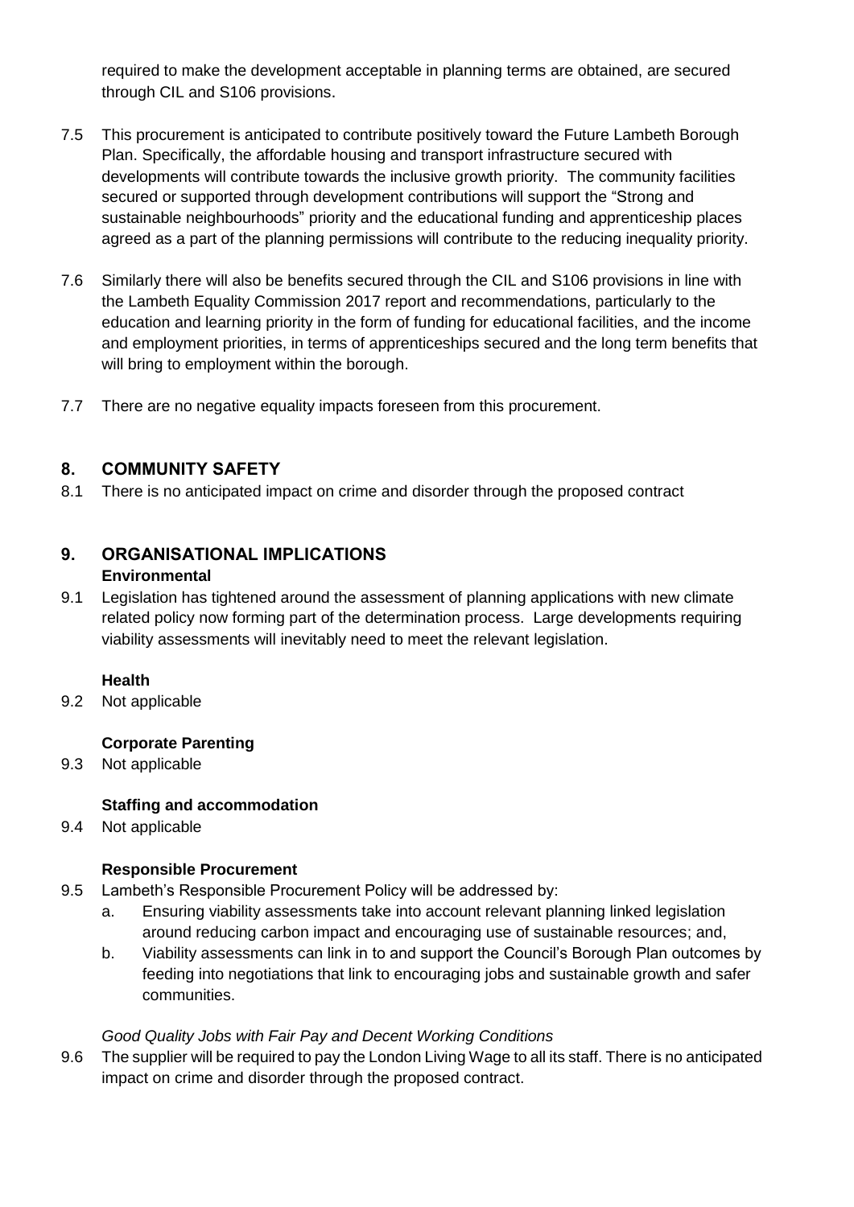required to make the development acceptable in planning terms are obtained, are secured through CIL and S106 provisions.

7.5 This procurement is anticipated to contribute positively toward the Future Lambeth Borough Plan. Specifically, the affordable housing and transport infrastructure secured with developments will contribute towards the inclusive growth priority. The community facilities secured or supported through development contributions will support the "Strong and sustainable neighbourhoods" priority and the educational funding and apprenticeship places agreed as a part of the planning permissions will contribute to the reducing inequality priority.

7.6 Similarly there will also be benefits secured through the CIL and S106 provisions in line with the Lambeth Equality Commission 2017 report and recommendations, particularly to the education and learning priority in the form of funding for educational facilities, and the income and employment priorities, in terms of apprenticeships secured and the long term benefits that will bring to employment within the borough.

7.7 There are no negative equality impacts foreseen from this procurement.

## 8. COMMUNITY SAFETY

8.1 There is no anticipated impact on crime and disorder through the proposed contract

## 9. ORGANISATIONAL IMPLICATIONS

**Environmental**

9.1 Legislation has tightened around the assessment of planning applications with new climate related policy now forming part of the determination process. Large developments requiring viability assessments will inevitably need to meet the relevant legislation.

**Health**

9.2 Not applicable

**Corporate Parenting**

9.3 Not applicable

**Staffing and accommodation**

9.4 Not applicable

**Responsible Procurement**

9.5 Lambeth's Responsible Procurement Policy will be addressed by:

a. Ensuring viability assessments take into account relevant planning linked legislation around reducing carbon impact and encouraging use of sustainable resources; and,

b. Viability assessments can link in to and support the Council's Borough Plan outcomes by feeding into negotiations that link to encouraging jobs and sustainable growth and safer communities.

*Good Quality Jobs with Fair Pay and Decent Working Conditions*

9.6 The supplier will be required to pay the London Living Wage to all its staff. There is no anticipated impact on crime and disorder through the proposed contract.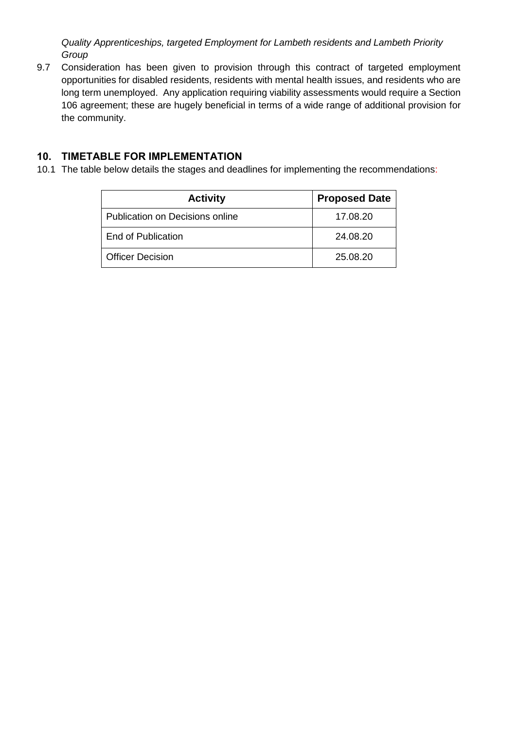*Quality Apprenticeships, targeted Employment for Lambeth residents and Lambeth Priority Group*

9.7 Consideration has been given to provision through this contract of targeted employment opportunities for disabled residents, residents with mental health issues, and residents who are long term unemployed. Any application requiring viability assessments would require a Section 106 agreement; these are hugely beneficial in terms of a wide range of additional provision for the community.

## 10. TIMETABLE FOR IMPLEMENTATION

10.1 The table below details the stages and deadlines for implementing the recommendations:

| Activity | Proposed Date |
|---|---|
| Publication on Decisions online | 17.08.20 |
| End of Publication | 24.08.20 |
| Officer Decision | 25.08.20 |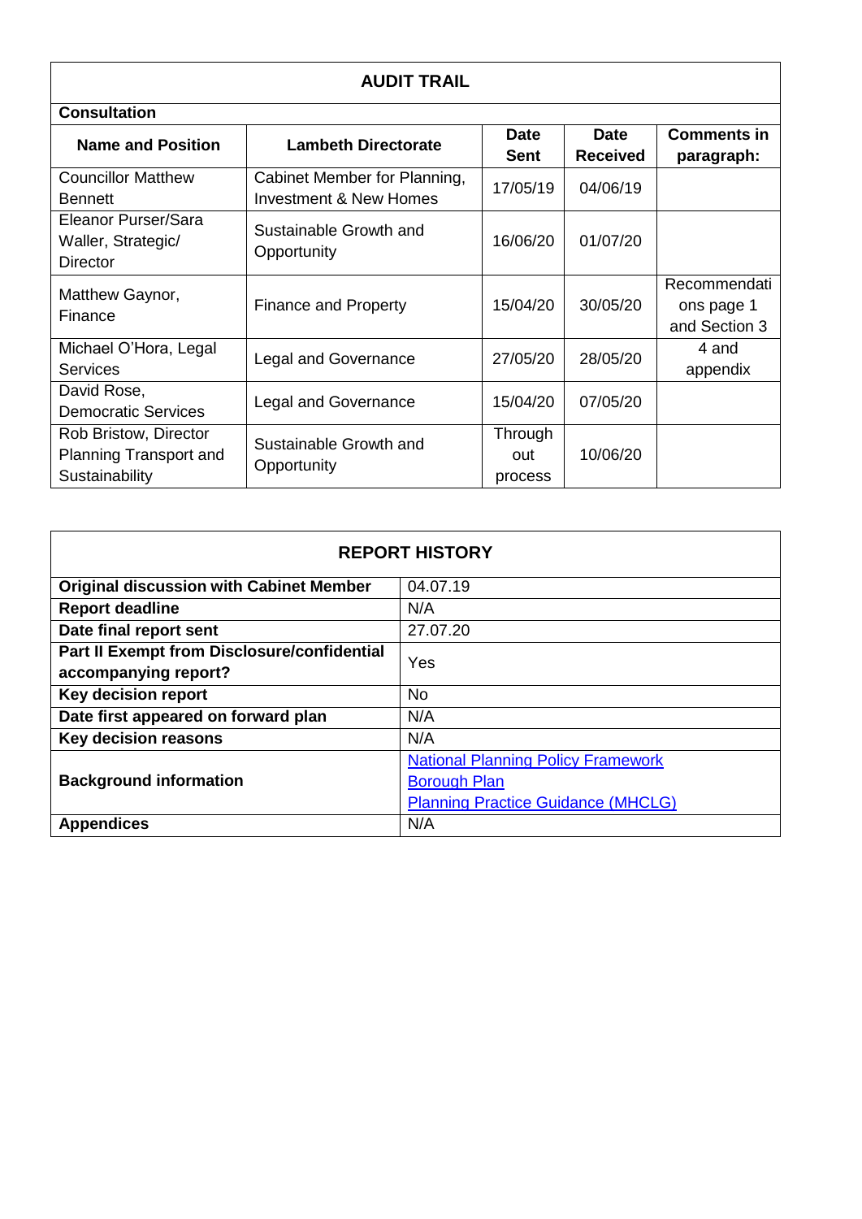## AUDIT TRAIL

**Consultation**

| Name and Position | Lambeth Directorate | Date Sent | Date Received | Comments in paragraph: |
|---|---|---|---|---|
| Councillor Matthew Bennett | Cabinet Member for Planning, Investment & New Homes | 17/05/19 | 04/06/19 | |
| Eleanor Purser/Sara Waller, Strategic/ Director | Sustainable Growth and Opportunity | 16/06/20 | 01/07/20 | |
| Matthew Gaynor, Finance | Finance and Property | 15/04/20 | 30/05/20 | Recommendations page 1 and Section 3 |
| Michael O'Hora, Legal Services | Legal and Governance | 27/05/20 | 28/05/20 | 4 and appendix |
| David Rose, Democratic Services | Legal and Governance | 15/04/20 | 07/05/20 | |
| Rob Bristow, Director Planning Transport and Sustainability | Sustainable Growth and Opportunity | Through out process | 10/06/20 | |

## REPORT HISTORY

| | |
|---|---|
| **Original discussion with Cabinet Member** | 04.07.19 |
| **Report deadline** | N/A |
| **Date final report sent** | 27.07.20 |
| **Part II Exempt from Disclosure/confidential accompanying report?** | Yes |
| **Key decision report** | No |
| **Date first appeared on forward plan** | N/A |
| **Key decision reasons** | N/A |
| **Background information** | National Planning Policy Framework<br>Borough Plan<br>Planning Practice Guidance (MHCLG) |
| **Appendices** | N/A |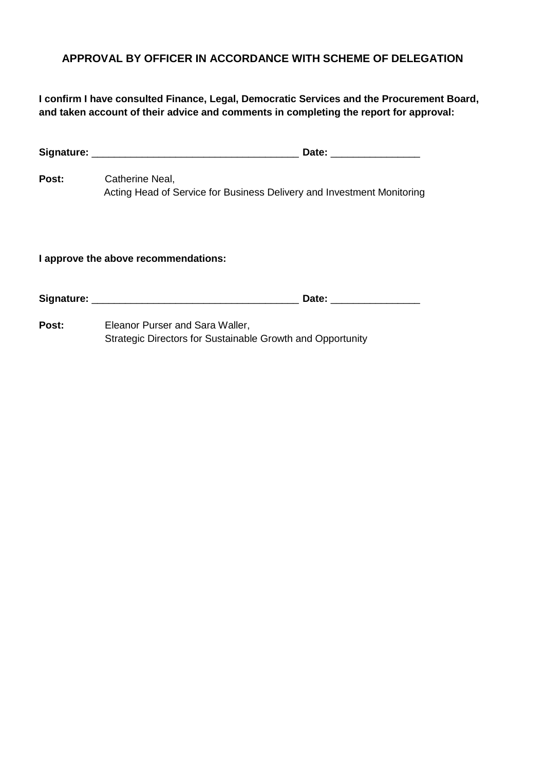## APPROVAL BY OFFICER IN ACCORDANCE WITH SCHEME OF DELEGATION

**I confirm I have consulted Finance, Legal, Democratic Services and the Procurement Board, and taken account of their advice and comments in completing the report for approval:**

**Signature:** ____________________________________ **Date:** _______________

**Post:** Catherine Neal,
Acting Head of Service for Business Delivery and Investment Monitoring

**I approve the above recommendations:**

**Signature:** ____________________________________ **Date:** _______________

**Post:** Eleanor Purser and Sara Waller,
Strategic Directors for Sustainable Growth and Opportunity